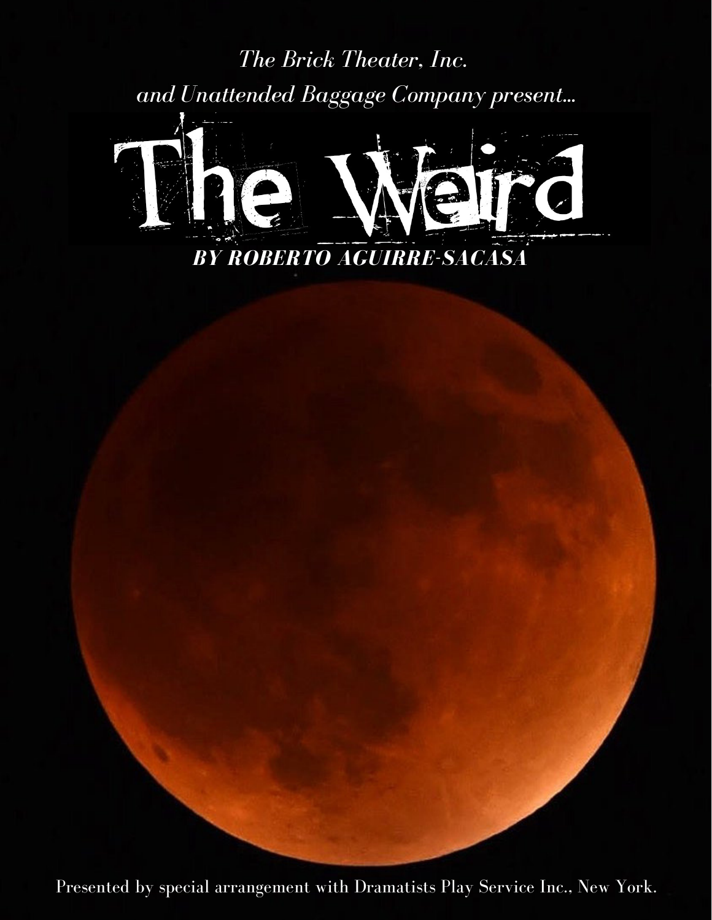*The Brick Theater, Inc.*
*and Unattended Baggage Company present...*

# The Weird

***BY ROBERTO AGUIRRE-SACASA***

Presented by special arrangement with Dramatists Play Service Inc., New York.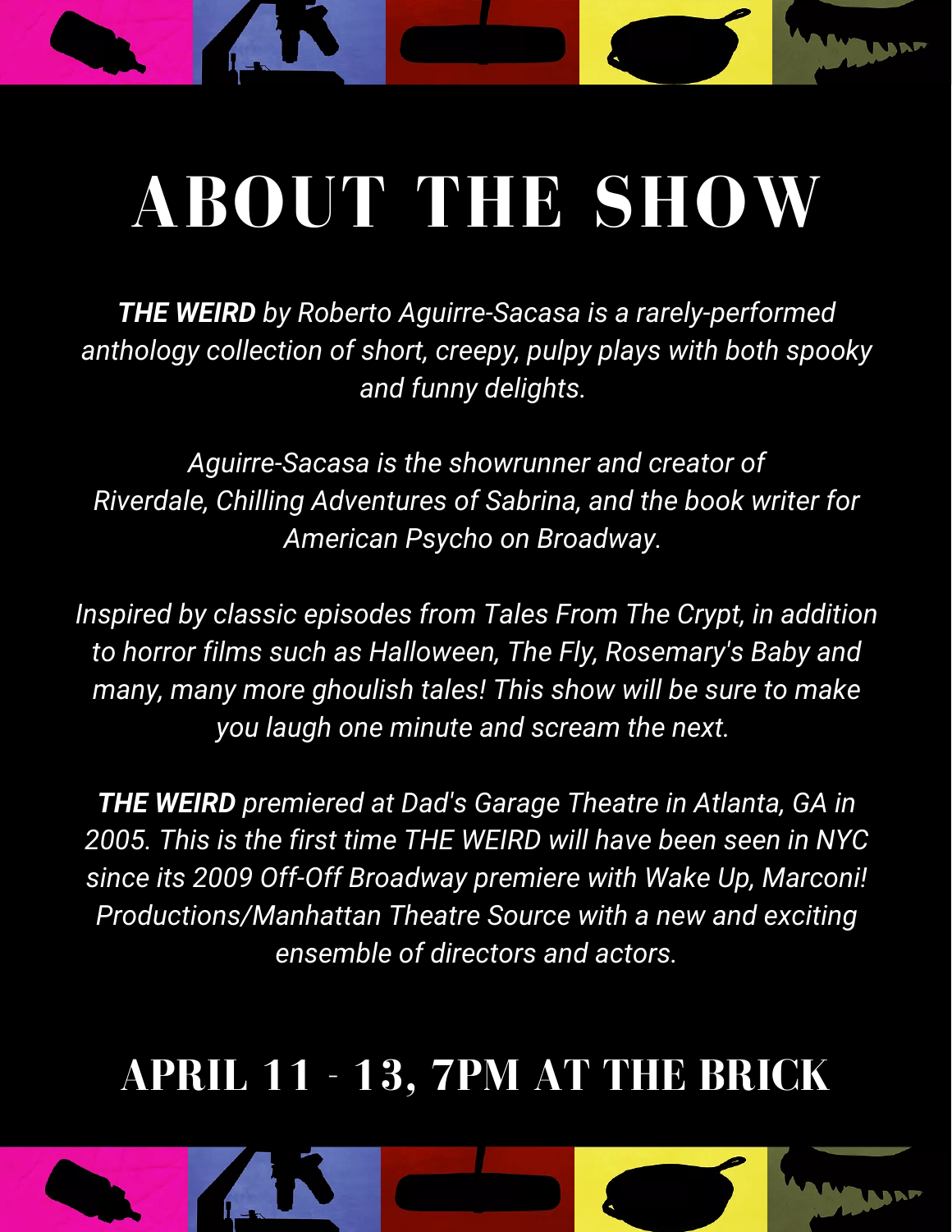# ABOUT THE SHOW

***THE WEIRD*** *by Roberto Aguirre-Sacasa is a rarely-performed anthology collection of short, creepy, pulpy plays with both spooky and funny delights.*

*Aguirre-Sacasa is the showrunner and creator of Riverdale, Chilling Adventures of Sabrina, and the book writer for American Psycho on Broadway.*

*Inspired by classic episodes from Tales From The Crypt, in addition to horror films such as Halloween, The Fly, Rosemary's Baby and many, many more ghoulish tales! This show will be sure to make you laugh one minute and scream the next.*

***THE WEIRD*** *premiered at Dad's Garage Theatre in Atlanta, GA in 2005. This is the first time THE WEIRD will have been seen in NYC since its 2009 Off-Off Broadway premiere with Wake Up, Marconi! Productions/Manhattan Theatre Source with a new and exciting ensemble of directors and actors.*

## APRIL 11 - 13, 7PM AT THE BRICK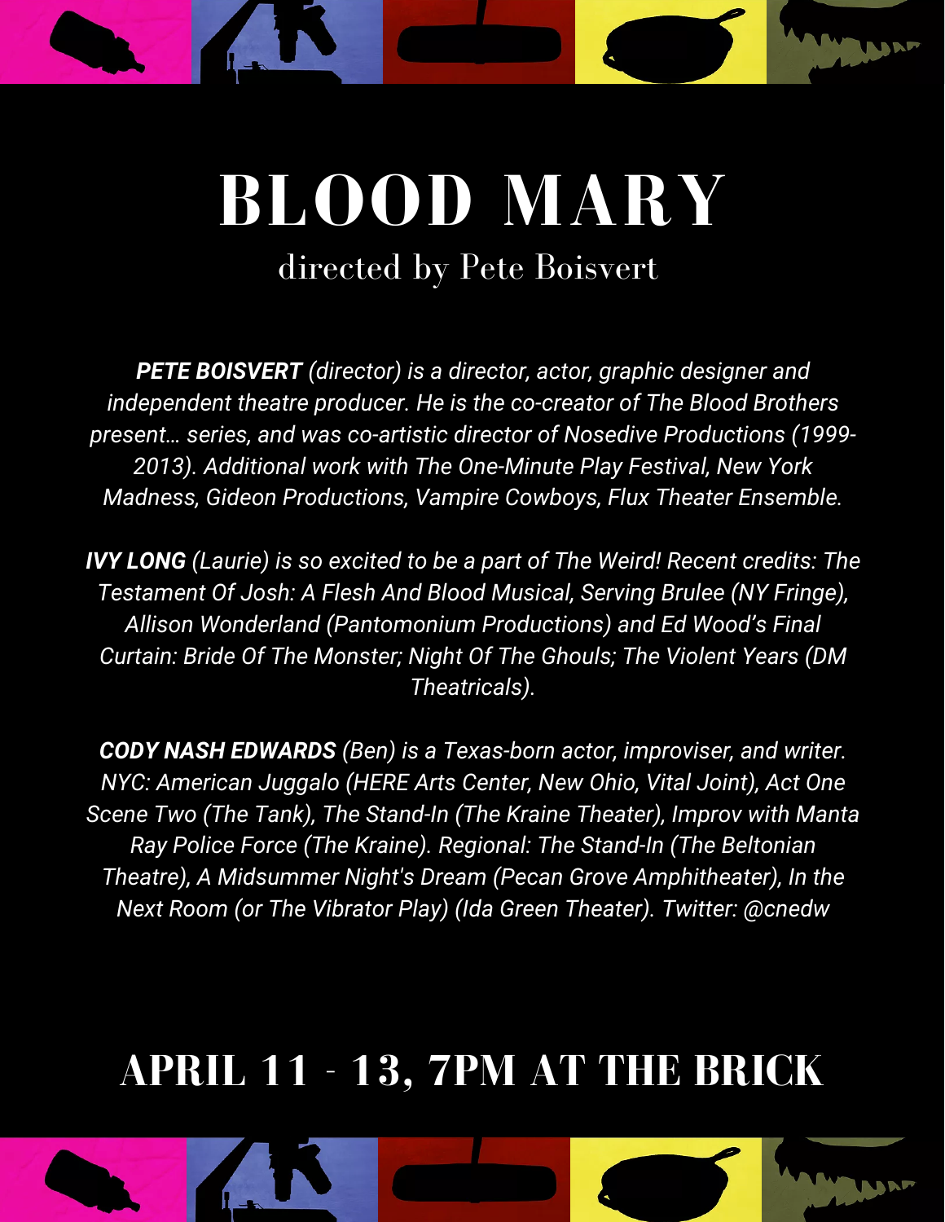# BLOOD MARY

## directed by Pete Boisvert

***PETE BOISVERT** (director) is a director, actor, graphic designer and independent theatre producer. He is the co-creator of The Blood Brothers present… series, and was co-artistic director of Nosedive Productions (1999-2013). Additional work with The One-Minute Play Festival, New York Madness, Gideon Productions, Vampire Cowboys, Flux Theater Ensemble.*

***IVY LONG** (Laurie) is so excited to be a part of The Weird! Recent credits: The Testament Of Josh: A Flesh And Blood Musical, Serving Brulee (NY Fringe), Allison Wonderland (Pantomonium Productions) and Ed Wood's Final Curtain: Bride Of The Monster; Night Of The Ghouls; The Violent Years (DM Theatricals).*

***CODY NASH EDWARDS** (Ben) is a Texas-born actor, improviser, and writer. NYC: American Juggalo (HERE Arts Center, New Ohio, Vital Joint), Act One Scene Two (The Tank), The Stand-In (The Kraine Theater), Improv with Manta Ray Police Force (The Kraine). Regional: The Stand-In (The Beltonian Theatre), A Midsummer Night's Dream (Pecan Grove Amphitheater), In the Next Room (or The Vibrator Play) (Ida Green Theater). Twitter: @cnedw*

## APRIL 11 - 13, 7PM AT THE BRICK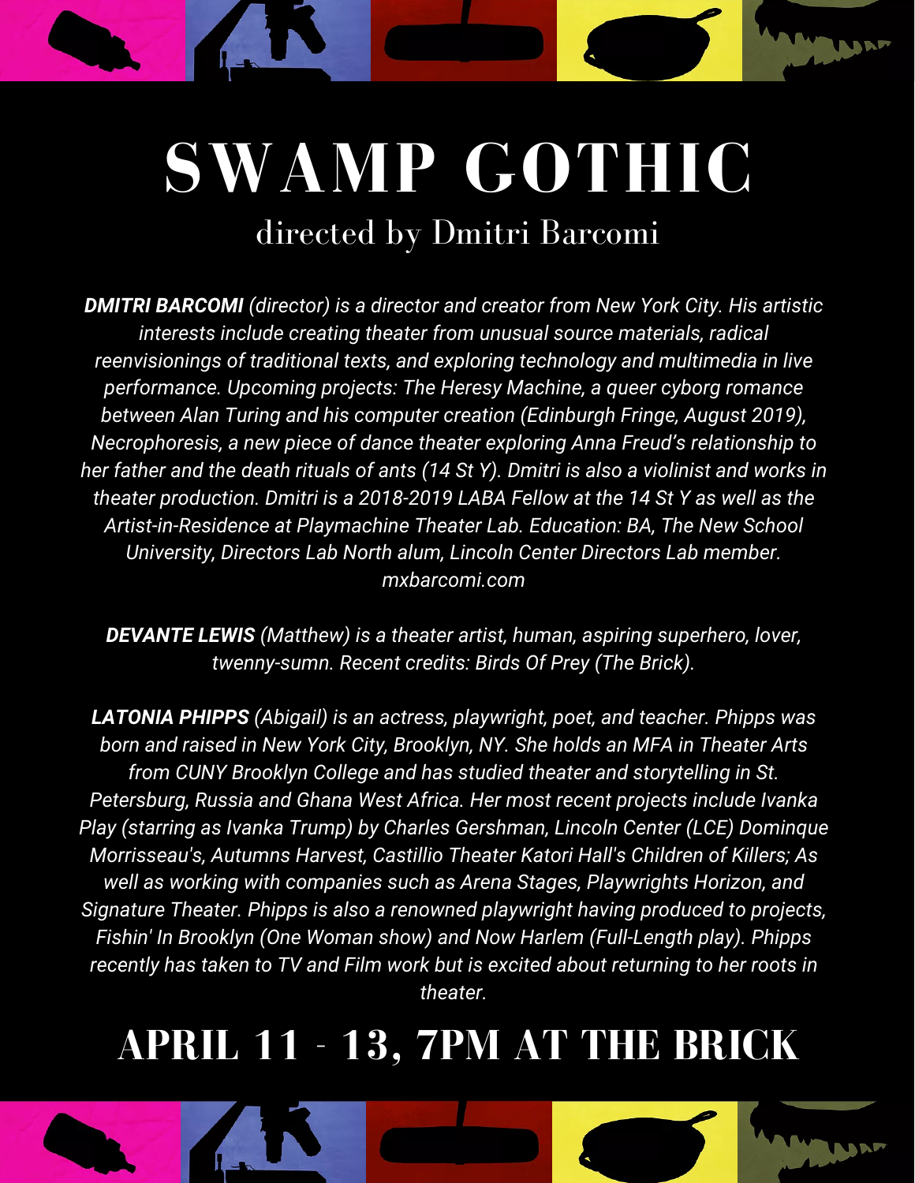# SWAMP GOTHIC

## directed by Dmitri Barcomi

***DMITRI BARCOMI*** *(director) is a director and creator from New York City. His artistic interests include creating theater from unusual source materials, radical reenvisionings of traditional texts, and exploring technology and multimedia in live performance. Upcoming projects: The Heresy Machine, a queer cyborg romance between Alan Turing and his computer creation (Edinburgh Fringe, August 2019), Necrophoresis, a new piece of dance theater exploring Anna Freud's relationship to her father and the death rituals of ants (14 St Y). Dmitri is also a violinist and works in theater production. Dmitri is a 2018-2019 LABA Fellow at the 14 St Y as well as the Artist-in-Residence at Playmachine Theater Lab. Education: BA, The New School University, Directors Lab North alum, Lincoln Center Directors Lab member. mxbarcomi.com*

***DEVANTE LEWIS*** *(Matthew) is a theater artist, human, aspiring superhero, lover, twenny-sumn. Recent credits: Birds Of Prey (The Brick).*

***LATONIA PHIPPS*** *(Abigail) is an actress, playwright, poet, and teacher. Phipps was born and raised in New York City, Brooklyn, NY. She holds an MFA in Theater Arts from CUNY Brooklyn College and has studied theater and storytelling in St. Petersburg, Russia and Ghana West Africa. Her most recent projects include Ivanka Play (starring as Ivanka Trump) by Charles Gershman, Lincoln Center (LCE) Dominque Morrisseau's, Autumns Harvest, Castillio Theater Katori Hall's Children of Killers; As well as working with companies such as Arena Stages, Playwrights Horizon, and Signature Theater. Phipps is also a renowned playwright having produced to projects, Fishin' In Brooklyn (One Woman show) and Now Harlem (Full-Length play). Phipps recently has taken to TV and Film work but is excited about returning to her roots in theater.*

## APRIL 11 - 13, 7PM AT THE BRICK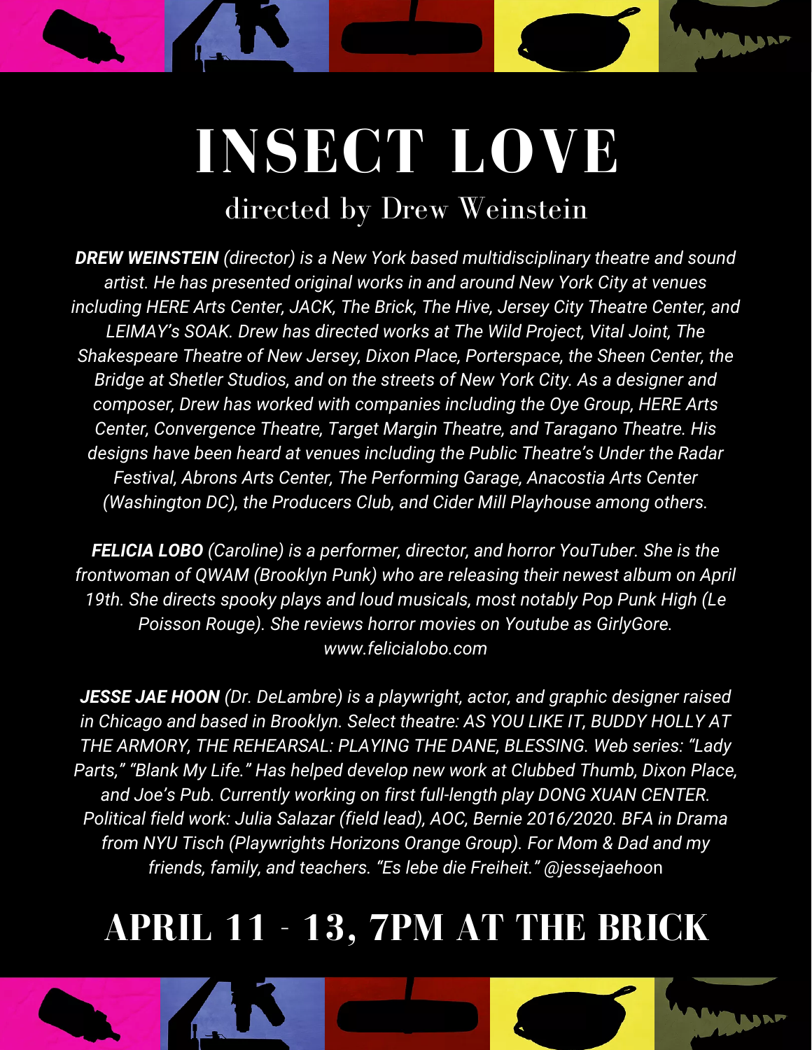# INSECT LOVE

## directed by Drew Weinstein

***DREW WEINSTEIN*** *(director) is a New York based multidisciplinary theatre and sound artist. He has presented original works in and around New York City at venues including HERE Arts Center, JACK, The Brick, The Hive, Jersey City Theatre Center, and LEIMAY's SOAK. Drew has directed works at The Wild Project, Vital Joint, The Shakespeare Theatre of New Jersey, Dixon Place, Porterspace, the Sheen Center, the Bridge at Shetler Studios, and on the streets of New York City. As a designer and composer, Drew has worked with companies including the Oye Group, HERE Arts Center, Convergence Theatre, Target Margin Theatre, and Taragano Theatre. His designs have been heard at venues including the Public Theatre's Under the Radar Festival, Abrons Arts Center, The Performing Garage, Anacostia Arts Center (Washington DC), the Producers Club, and Cider Mill Playhouse among others.*

***FELICIA LOBO*** *(Caroline) is a performer, director, and horror YouTuber. She is the frontwoman of QWAM (Brooklyn Punk) who are releasing their newest album on April 19th. She directs spooky plays and loud musicals, most notably Pop Punk High (Le Poisson Rouge). She reviews horror movies on Youtube as GirlyGore. www.felicialobo.com*

***JESSE JAE HOON*** *(Dr. DeLambre) is a playwright, actor, and graphic designer raised in Chicago and based in Brooklyn. Select theatre: AS YOU LIKE IT, BUDDY HOLLY AT THE ARMORY, THE REHEARSAL: PLAYING THE DANE, BLESSING. Web series: "Lady Parts," "Blank My Life." Has helped develop new work at Clubbed Thumb, Dixon Place, and Joe's Pub. Currently working on first full-length play DONG XUAN CENTER. Political field work: Julia Salazar (field lead), AOC, Bernie 2016/2020. BFA in Drama from NYU Tisch (Playwrights Horizons Orange Group). For Mom & Dad and my friends, family, and teachers. "Es lebe die Freiheit." @jessejaehoon*

## APRIL 11 - 13, 7PM AT THE BRICK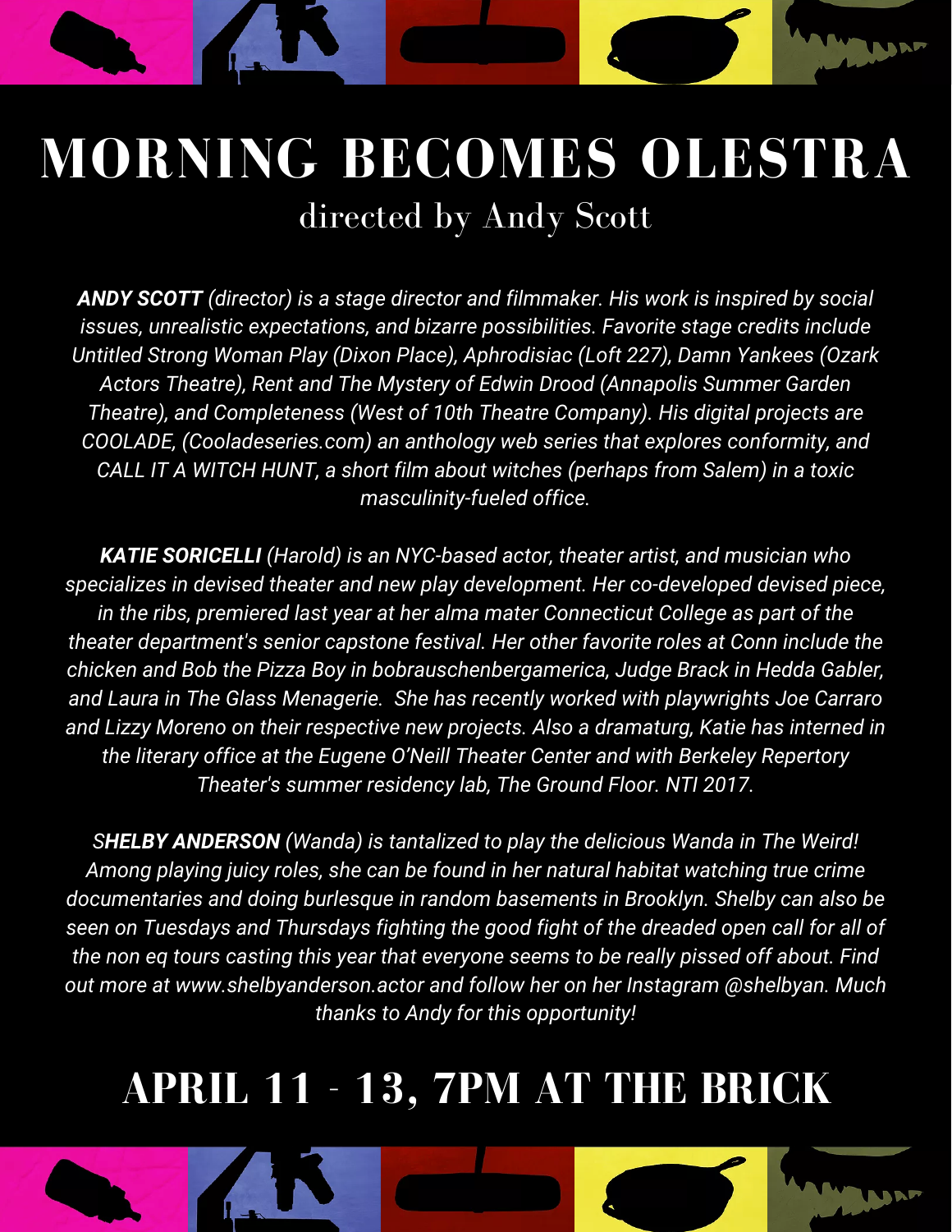# MORNING BECOMES OLESTRA

## directed by Andy Scott

***ANDY SCOTT** (director) is a stage director and filmmaker. His work is inspired by social issues, unrealistic expectations, and bizarre possibilities. Favorite stage credits include Untitled Strong Woman Play (Dixon Place), Aphrodisiac (Loft 227), Damn Yankees (Ozark Actors Theatre), Rent and The Mystery of Edwin Drood (Annapolis Summer Garden Theatre), and Completeness (West of 10th Theatre Company). His digital projects are COOLADE, (Cooladeseries.com) an anthology web series that explores conformity, and CALL IT A WITCH HUNT, a short film about witches (perhaps from Salem) in a toxic masculinity-fueled office.*

***KATIE SORICELLI** (Harold) is an NYC-based actor, theater artist, and musician who specializes in devised theater and new play development. Her co-developed devised piece, in the ribs, premiered last year at her alma mater Connecticut College as part of the theater department's senior capstone festival. Her other favorite roles at Conn include the chicken and Bob the Pizza Boy in bobrauschenbergamerica, Judge Brack in Hedda Gabler, and Laura in The Glass Menagerie. She has recently worked with playwrights Joe Carraro and Lizzy Moreno on their respective new projects. Also a dramaturg, Katie has interned in the literary office at the Eugene O'Neill Theater Center and with Berkeley Repertory Theater's summer residency lab, The Ground Floor. NTI 2017.*

***SHELBY ANDERSON** (Wanda) is tantalized to play the delicious Wanda in The Weird! Among playing juicy roles, she can be found in her natural habitat watching true crime documentaries and doing burlesque in random basements in Brooklyn. Shelby can also be seen on Tuesdays and Thursdays fighting the good fight of the dreaded open call for all of the non eq tours casting this year that everyone seems to be really pissed off about. Find out more at www.shelbyanderson.actor and follow her on her Instagram @shelbyan. Much thanks to Andy for this opportunity!*

## APRIL 11 - 13, 7PM AT THE BRICK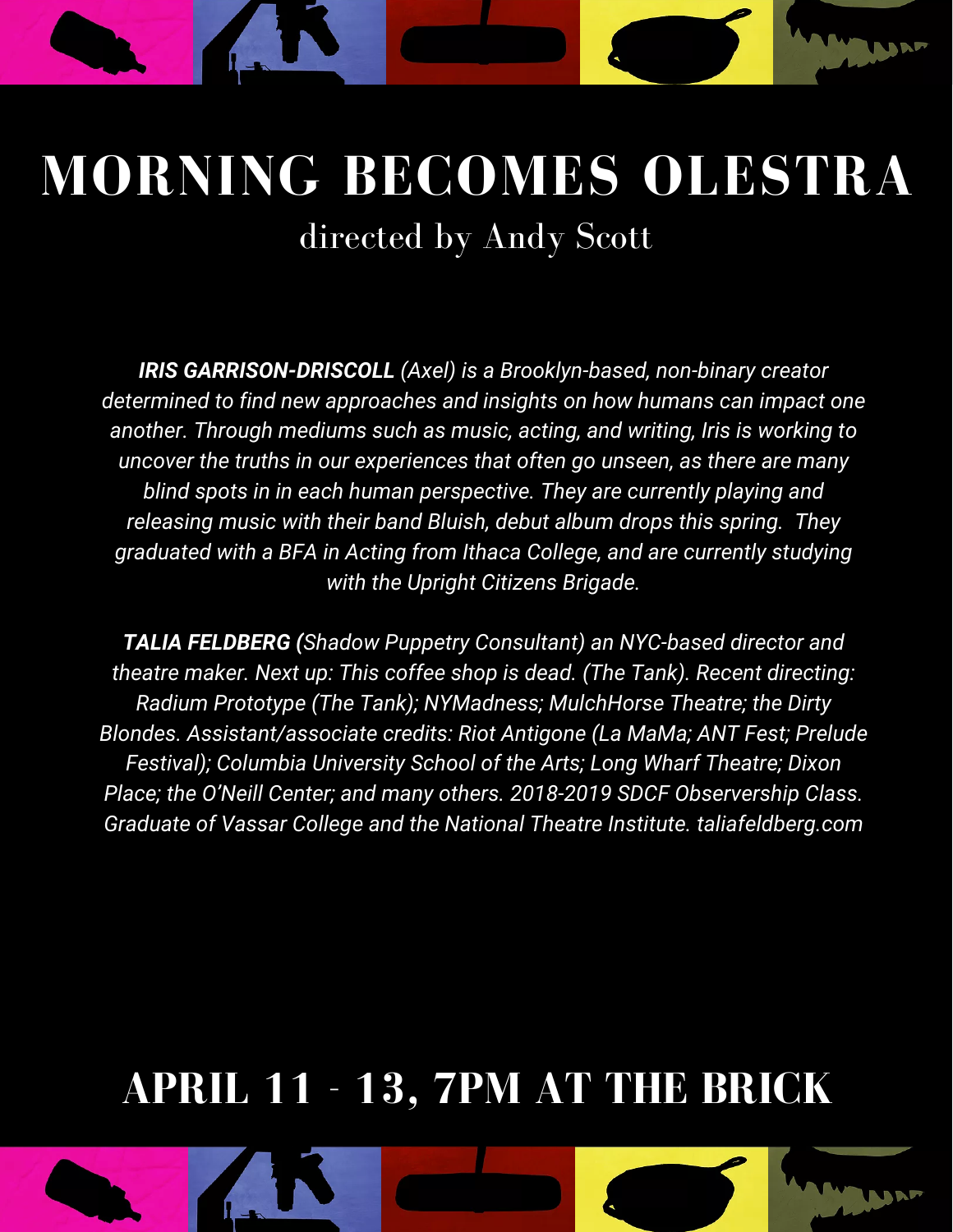# MORNING BECOMES OLESTRA

## directed by Andy Scott

***IRIS GARRISON-DRISCOLL** (Axel) is a Brooklyn-based, non-binary creator determined to find new approaches and insights on how humans can impact one another. Through mediums such as music, acting, and writing, Iris is working to uncover the truths in our experiences that often go unseen, as there are many blind spots in in each human perspective. They are currently playing and releasing music with their band Bluish, debut album drops this spring. They graduated with a BFA in Acting from Ithaca College, and are currently studying with the Upright Citizens Brigade.*

***TALIA FELDBERG (**Shadow Puppetry Consultant) an NYC-based director and theatre maker. Next up: This coffee shop is dead. (The Tank). Recent directing: Radium Prototype (The Tank); NYMadness; MulchHorse Theatre; the Dirty Blondes. Assistant/associate credits: Riot Antigone (La MaMa; ANT Fest; Prelude Festival); Columbia University School of the Arts; Long Wharf Theatre; Dixon Place; the O'Neill Center; and many others. 2018-2019 SDCF Observership Class. Graduate of Vassar College and the National Theatre Institute. taliafeldberg.com*

## APRIL 11 - 13, 7PM AT THE BRICK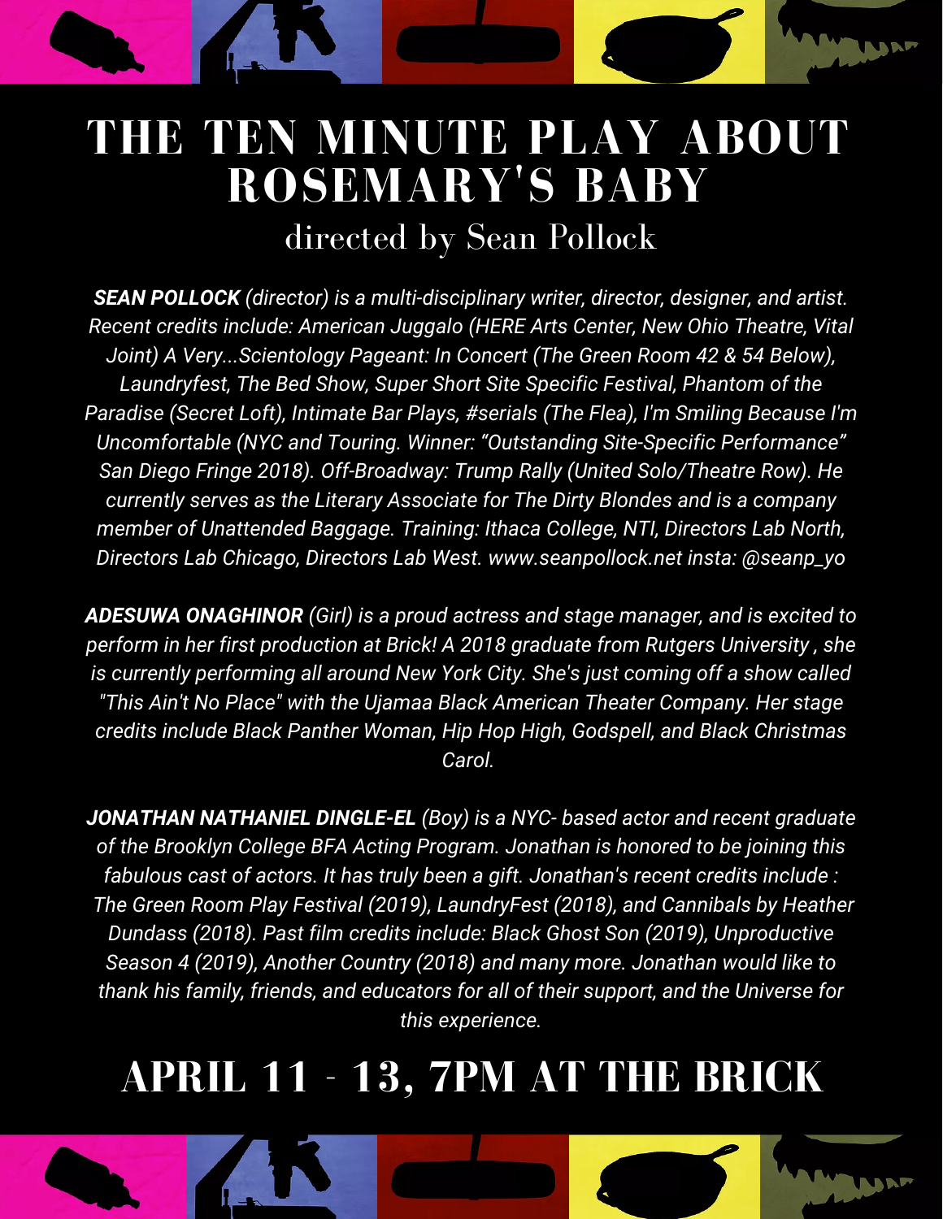# THE TEN MINUTE PLAY ABOUT ROSEMARY'S BABY

## directed by Sean Pollock

***SEAN POLLOCK** (director) is a multi-disciplinary writer, director, designer, and artist. Recent credits include: American Juggalo (HERE Arts Center, New Ohio Theatre, Vital Joint) A Very...Scientology Pageant: In Concert (The Green Room 42 & 54 Below), Laundryfest, The Bed Show, Super Short Site Specific Festival, Phantom of the Paradise (Secret Loft), Intimate Bar Plays, #serials (The Flea), I'm Smiling Because I'm Uncomfortable (NYC and Touring. Winner: "Outstanding Site-Specific Performance" San Diego Fringe 2018). Off-Broadway: Trump Rally (United Solo/Theatre Row). He currently serves as the Literary Associate for The Dirty Blondes and is a company member of Unattended Baggage. Training: Ithaca College, NTI, Directors Lab North, Directors Lab Chicago, Directors Lab West. www.seanpollock.net insta: @seanp_yo*

***ADESUWA ONAGHINOR** (Girl) is a proud actress and stage manager, and is excited to perform in her first production at Brick! A 2018 graduate from Rutgers University , she is currently performing all around New York City. She's just coming off a show called "This Ain't No Place" with the Ujamaa Black American Theater Company. Her stage credits include Black Panther Woman, Hip Hop High, Godspell, and Black Christmas Carol.*

***JONATHAN NATHANIEL DINGLE-EL** (Boy) is a NYC- based actor and recent graduate of the Brooklyn College BFA Acting Program. Jonathan is honored to be joining this fabulous cast of actors. It has truly been a gift. Jonathan's recent credits include : The Green Room Play Festival (2019), LaundryFest (2018), and Cannibals by Heather Dundass (2018). Past film credits include: Black Ghost Son (2019), Unproductive Season 4 (2019), Another Country (2018) and many more. Jonathan would like to thank his family, friends, and educators for all of their support, and the Universe for this experience.*

# APRIL 11 - 13, 7PM AT THE BRICK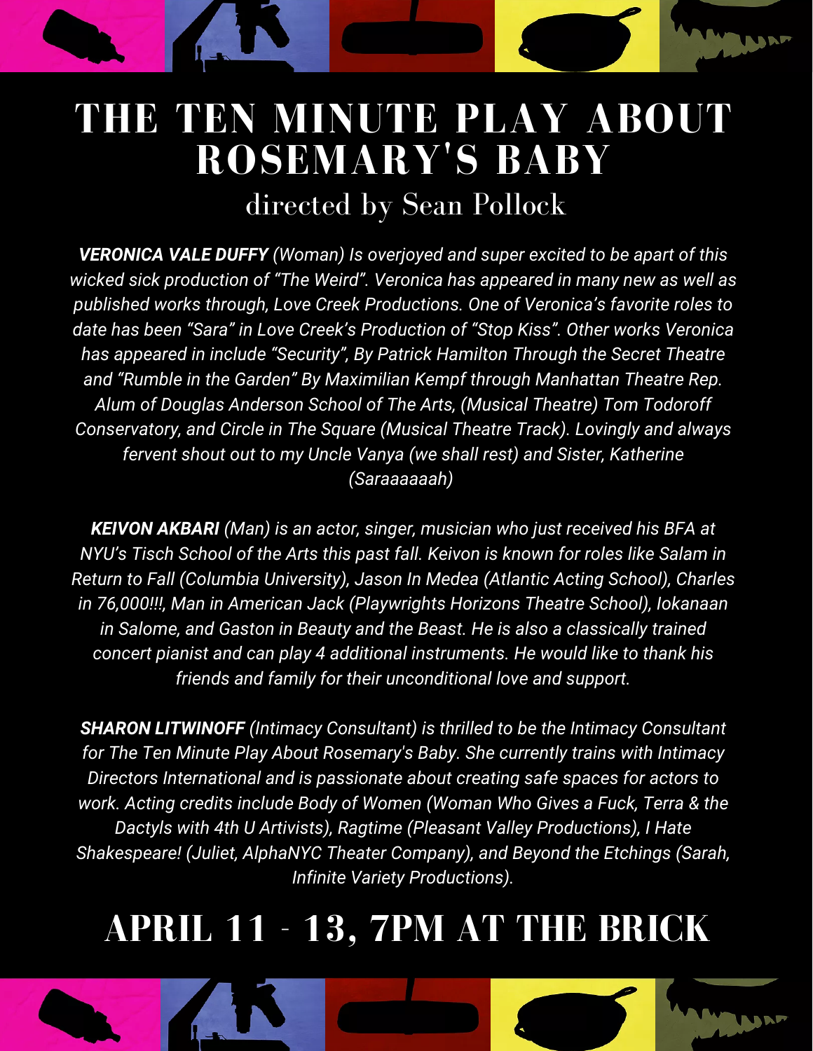# THE TEN MINUTE PLAY ABOUT ROSEMARY'S BABY

directed by Sean Pollock

***VERONICA VALE DUFFY** (Woman) Is overjoyed and super excited to be apart of this wicked sick production of "The Weird". Veronica has appeared in many new as well as published works through, Love Creek Productions. One of Veronica's favorite roles to date has been "Sara" in Love Creek's Production of "Stop Kiss". Other works Veronica has appeared in include "Security", By Patrick Hamilton Through the Secret Theatre and "Rumble in the Garden" By Maximilian Kempf through Manhattan Theatre Rep. Alum of Douglas Anderson School of The Arts, (Musical Theatre) Tom Todoroff Conservatory, and Circle in The Square (Musical Theatre Track). Lovingly and always fervent shout out to my Uncle Vanya (we shall rest) and Sister, Katherine (Saraaaaaah)*

***KEIVON AKBARI** (Man) is an actor, singer, musician who just received his BFA at NYU's Tisch School of the Arts this past fall. Keivon is known for roles like Salam in Return to Fall (Columbia University), Jason In Medea (Atlantic Acting School), Charles in 76,000!!!, Man in American Jack (Playwrights Horizons Theatre School), Iokanaan in Salome, and Gaston in Beauty and the Beast. He is also a classically trained concert pianist and can play 4 additional instruments. He would like to thank his friends and family for their unconditional love and support.*

***SHARON LITWINOFF** (Intimacy Consultant) is thrilled to be the Intimacy Consultant for The Ten Minute Play About Rosemary's Baby. She currently trains with Intimacy Directors International and is passionate about creating safe spaces for actors to work. Acting credits include Body of Women (Woman Who Gives a Fuck, Terra & the Dactyls with 4th U Artivists), Ragtime (Pleasant Valley Productions), I Hate Shakespeare! (Juliet, AlphaNYC Theater Company), and Beyond the Etchings (Sarah, Infinite Variety Productions).*

## APRIL 11 - 13, 7PM AT THE BRICK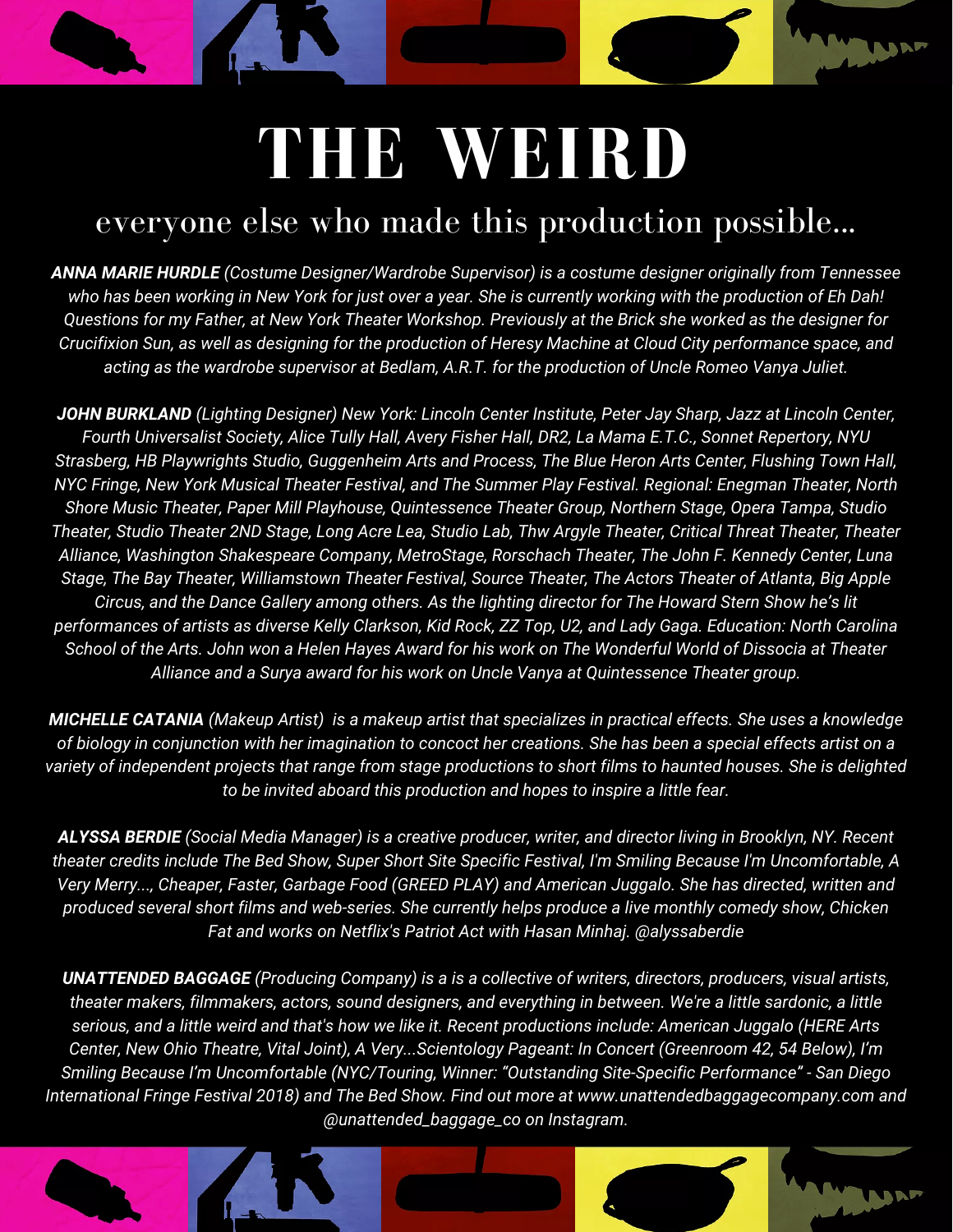# THE WEIRD

## everyone else who made this production possible...

***ANNA MARIE HURDLE** (Costume Designer/Wardrobe Supervisor) is a costume designer originally from Tennessee who has been working in New York for just over a year. She is currently working with the production of Eh Dah! Questions for my Father, at New York Theater Workshop. Previously at the Brick she worked as the designer for Crucifixion Sun, as well as designing for the production of Heresy Machine at Cloud City performance space, and acting as the wardrobe supervisor at Bedlam, A.R.T. for the production of Uncle Romeo Vanya Juliet.*

***JOHN BURKLAND** (Lighting Designer) New York: Lincoln Center Institute, Peter Jay Sharp, Jazz at Lincoln Center, Fourth Universalist Society, Alice Tully Hall, Avery Fisher Hall, DR2, La Mama E.T.C., Sonnet Repertory, NYU Strasberg, HB Playwrights Studio, Guggenheim Arts and Process, The Blue Heron Arts Center, Flushing Town Hall, NYC Fringe, New York Musical Theater Festival, and The Summer Play Festival. Regional: Enegman Theater, North Shore Music Theater, Paper Mill Playhouse, Quintessence Theater Group, Northern Stage, Opera Tampa, Studio Theater, Studio Theater 2ND Stage, Long Acre Lea, Studio Lab, Thw Argyle Theater, Critical Threat Theater, Theater Alliance, Washington Shakespeare Company, MetroStage, Rorschach Theater, The John F. Kennedy Center, Luna Stage, The Bay Theater, Williamstown Theater Festival, Source Theater, The Actors Theater of Atlanta, Big Apple Circus, and the Dance Gallery among others. As the lighting director for The Howard Stern Show he's lit performances of artists as diverse Kelly Clarkson, Kid Rock, ZZ Top, U2, and Lady Gaga. Education: North Carolina School of the Arts. John won a Helen Hayes Award for his work on The Wonderful World of Dissocia at Theater Alliance and a Surya award for his work on Uncle Vanya at Quintessence Theater group.*

***MICHELLE CATANIA** (Makeup Artist) is a makeup artist that specializes in practical effects. She uses a knowledge of biology in conjunction with her imagination to concoct her creations. She has been a special effects artist on a variety of independent projects that range from stage productions to short films to haunted houses. She is delighted to be invited aboard this production and hopes to inspire a little fear.*

***ALYSSA BERDIE** (Social Media Manager) is a creative producer, writer, and director living in Brooklyn, NY. Recent theater credits include The Bed Show, Super Short Site Specific Festival, I'm Smiling Because I'm Uncomfortable, A Very Merry..., Cheaper, Faster, Garbage Food (GREED PLAY) and American Juggalo. She has directed, written and produced several short films and web-series. She currently helps produce a live monthly comedy show, Chicken Fat and works on Netflix's Patriot Act with Hasan Minhaj. @alyssaberdie*

***UNATTENDED BAGGAGE** (Producing Company) is a is a collective of writers, directors, producers, visual artists, theater makers, filmmakers, actors, sound designers, and everything in between. We're a little sardonic, a little serious, and a little weird and that's how we like it. Recent productions include: American Juggalo (HERE Arts Center, New Ohio Theatre, Vital Joint), A Very...Scientology Pageant: In Concert (Greenroom 42, 54 Below), I'm Smiling Because I'm Uncomfortable (NYC/Touring, Winner: "Outstanding Site-Specific Performance" - San Diego International Fringe Festival 2018) and The Bed Show. Find out more at www.unattendedbaggagecompany.com and @unattended_baggage_co on Instagram.*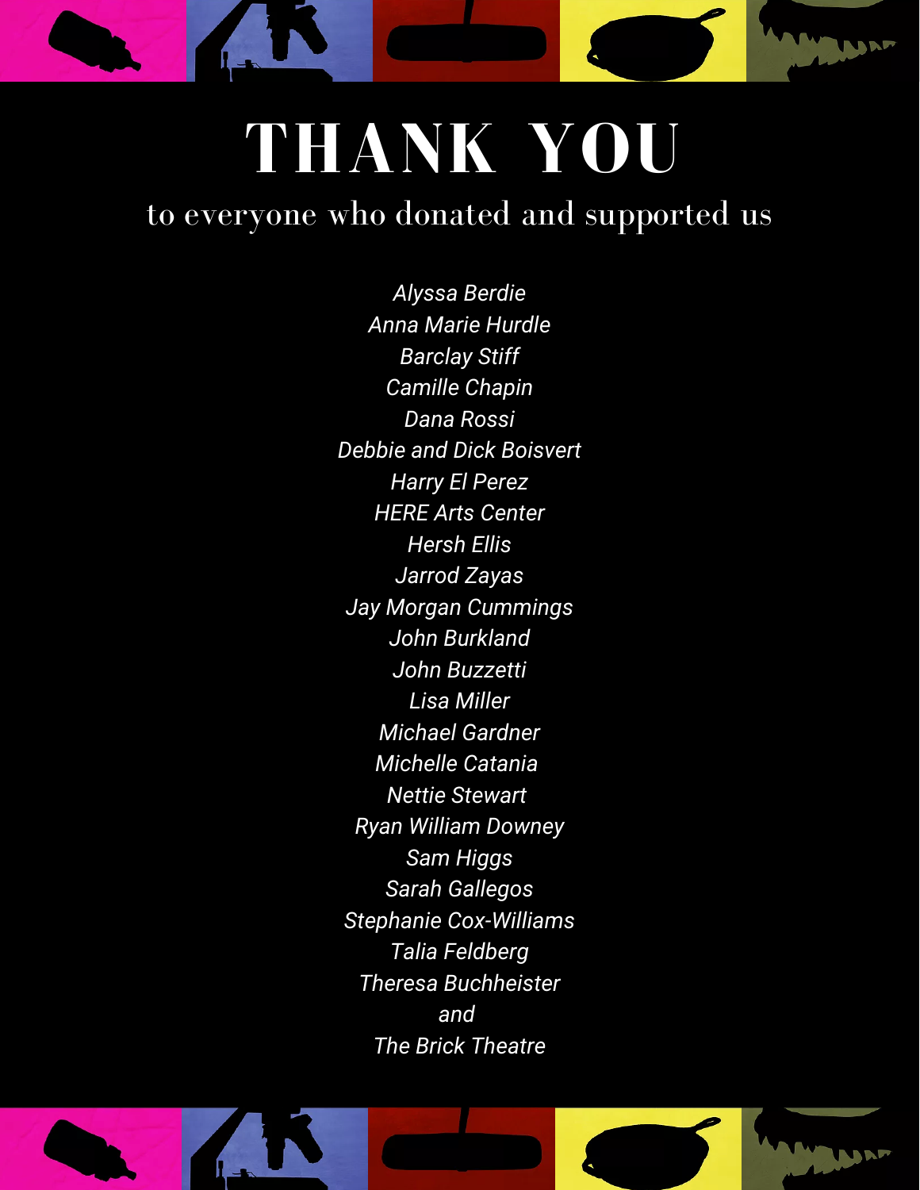# THANK YOU

to everyone who donated and supported us

*Alyssa Berdie*
*Anna Marie Hurdle*
*Barclay Stiff*
*Camille Chapin*
*Dana Rossi*
*Debbie and Dick Boisvert*
*Harry El Perez*
*HERE Arts Center*
*Hersh Ellis*
*Jarrod Zayas*
*Jay Morgan Cummings*
*John Burkland*
*John Buzzetti*
*Lisa Miller*
*Michael Gardner*
*Michelle Catania*
*Nettie Stewart*
*Ryan William Downey*
*Sam Higgs*
*Sarah Gallegos*
*Stephanie Cox-Williams*
*Talia Feldberg*
*Theresa Buchheister*
*and*
*The Brick Theatre*